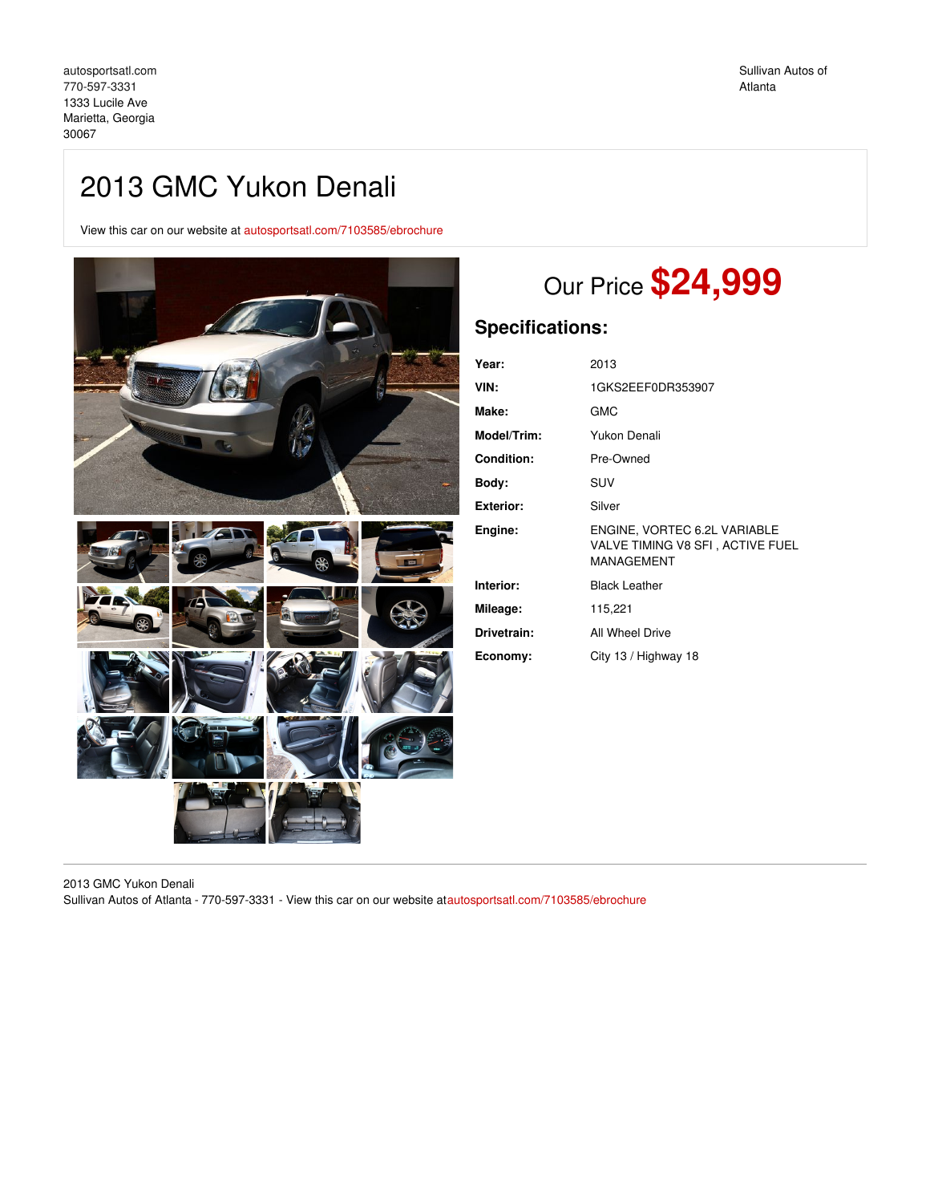autosportsatl.com
770-597-3331
1333 Lucile Ave
Marietta, Georgia
30067

Sullivan Autos of Atlanta

# 2013 GMC Yukon Denali

View this car on our website at autosportsatl.com/7103585/ebrochure

## Our Price **$24,999**

## Specifications:

| | |
|---|---|
| **Year:** | 2013 |
| **VIN:** | 1GKS2EEF0DR353907 |
| **Make:** | GMC |
| **Model/Trim:** | Yukon Denali |
| **Condition:** | Pre-Owned |
| **Body:** | SUV |
| **Exterior:** | Silver |
| **Engine:** | ENGINE, VORTEC 6.2L VARIABLE VALVE TIMING V8 SFI , ACTIVE FUEL MANAGEMENT |
| **Interior:** | Black Leather |
| **Mileage:** | 115,221 |
| **Drivetrain:** | All Wheel Drive |
| **Economy:** | City 13 / Highway 18 |

2013 GMC Yukon Denali
Sullivan Autos of Atlanta - 770-597-3331 - View this car on our website atautosportsatl.com/7103585/ebrochure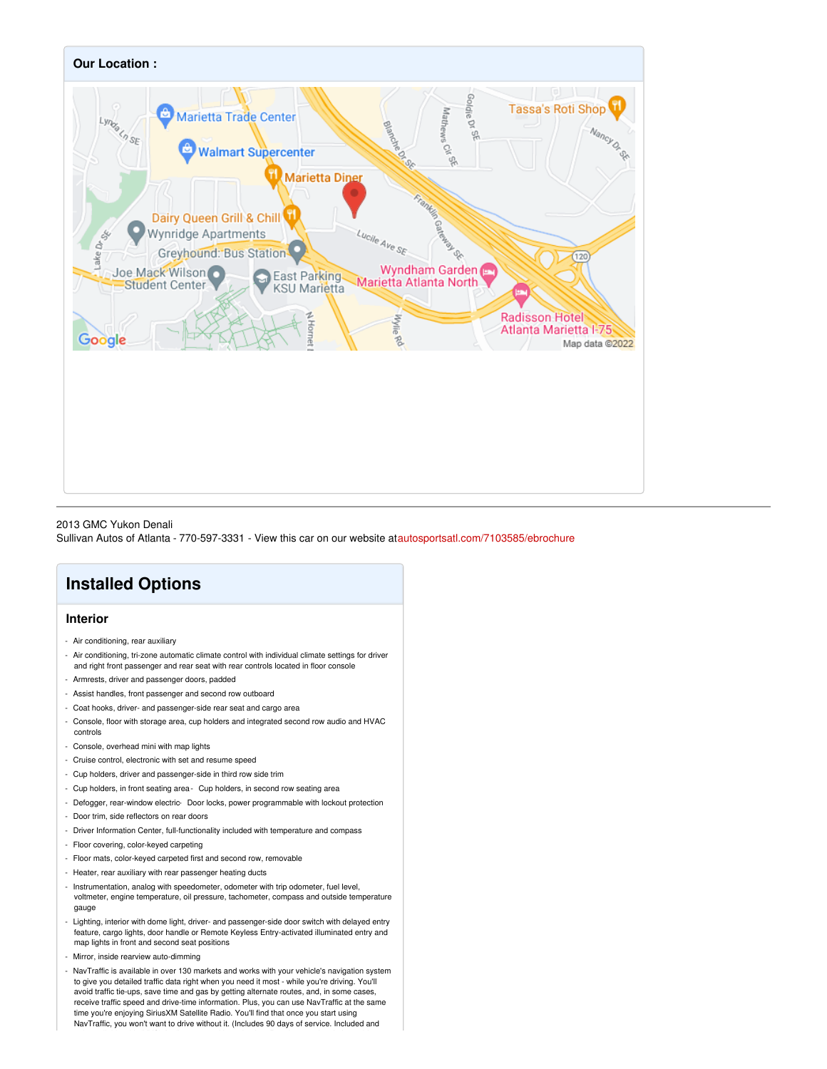## Our Location :

2013 GMC Yukon Denali
Sullivan Autos of Atlanta - 770-597-3331 - View this car on our website at autosportsatl.com/7103585/ebrochure

# Installed Options

## Interior

- Air conditioning, rear auxiliary
- Air conditioning, tri-zone automatic climate control with individual climate settings for driver and right front passenger and rear seat with rear controls located in floor console
- Armrests, driver and passenger doors, padded
- Assist handles, front passenger and second row outboard
- Coat hooks, driver- and passenger-side rear seat and cargo area
- Console, floor with storage area, cup holders and integrated second row audio and HVAC controls
- Console, overhead mini with map lights
- Cruise control, electronic with set and resume speed
- Cup holders, driver and passenger-side in third row side trim
- Cup holders, in front seating area - Cup holders, in second row seating area
- Defogger, rear-window electric - Door locks, power programmable with lockout protection
- Door trim, side reflectors on rear doors
- Driver Information Center, full-functionality included with temperature and compass
- Floor covering, color-keyed carpeting
- Floor mats, color-keyed carpeted first and second row, removable
- Heater, rear auxiliary with rear passenger heating ducts
- Instrumentation, analog with speedometer, odometer with trip odometer, fuel level, voltmeter, engine temperature, oil pressure, tachometer, compass and outside temperature gauge
- Lighting, interior with dome light, driver- and passenger-side door switch with delayed entry feature, cargo lights, door handle or Remote Keyless Entry-activated illuminated entry and map lights in front and second seat positions
- Mirror, inside rearview auto-dimming
- NavTraffic is available in over 130 markets and works with your vehicle's navigation system to give you detailed traffic data right when you need it most - while you're driving. You'll avoid traffic tie-ups, save time and gas by getting alternate routes, and, in some cases, receive traffic speed and drive-time information. Plus, you can use NavTraffic at the same time you're enjoying SiriusXM Satellite Radio. You'll find that once you start using NavTraffic, you won't want to drive without it. (Includes 90 days of service. Included and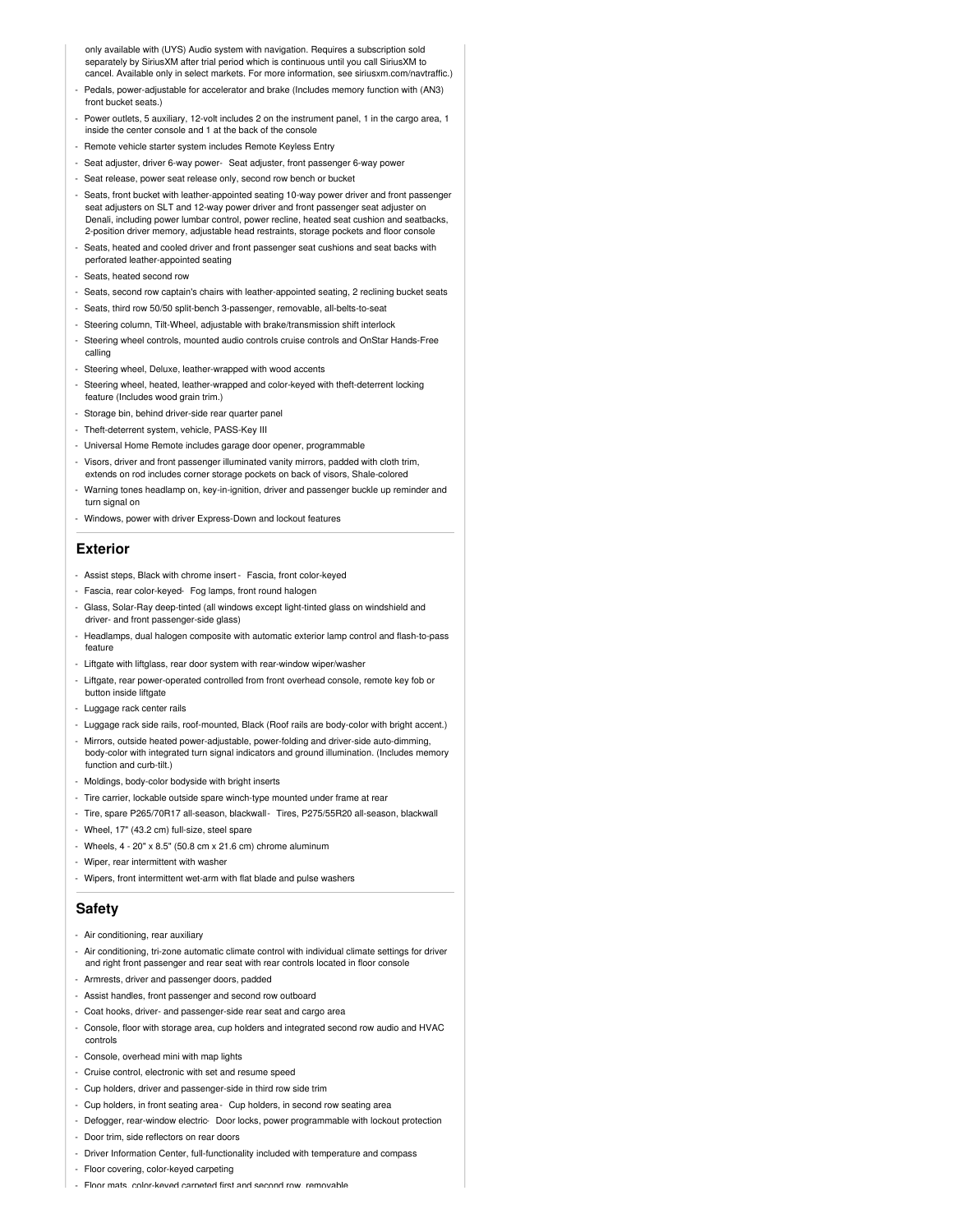- only available with (UYS) Audio system with navigation. Requires a subscription sold separately by SiriusXM after trial period which is continuous until you call SiriusXM to cancel. Available only in select markets. For more information, see siriusxm.com/navtraffic.)
- Pedals, power-adjustable for accelerator and brake (Includes memory function with (AN3) front bucket seats.)
- Power outlets, 5 auxiliary, 12-volt includes 2 on the instrument panel, 1 in the cargo area, 1 inside the center console and 1 at the back of the console
- Remote vehicle starter system includes Remote Keyless Entry
- Seat adjuster, driver 6-way power
- Seat adjuster, front passenger 6-way power
- Seat release, power seat release only, second row bench or bucket
- Seats, front bucket with leather-appointed seating 10-way power driver and front passenger seat adjusters on SLT and 12-way power driver and front passenger seat adjuster on Denali, including power lumbar control, power recline, heated seat cushion and seatbacks, 2-position driver memory, adjustable head restraints, storage pockets and floor console
- Seats, heated and cooled driver and front passenger seat cushions and seat backs with perforated leather-appointed seating
- Seats, heated second row
- Seats, second row captain's chairs with leather-appointed seating, 2 reclining bucket seats
- Seats, third row 50/50 split-bench 3-passenger, removable, all-belts-to-seat
- Steering column, Tilt-Wheel, adjustable with brake/transmission shift interlock
- Steering wheel controls, mounted audio controls cruise controls and OnStar Hands-Free calling
- Steering wheel, Deluxe, leather-wrapped with wood accents
- Steering wheel, heated, leather-wrapped and color-keyed with theft-deterrent locking feature (Includes wood grain trim.)
- Storage bin, behind driver-side rear quarter panel
- Theft-deterrent system, vehicle, PASS-Key III
- Universal Home Remote includes garage door opener, programmable
- Visors, driver and front passenger illuminated vanity mirrors, padded with cloth trim, extends on rod includes corner storage pockets on back of visors, Shale-colored
- Warning tones headlamp on, key-in-ignition, driver and passenger buckle up reminder and turn signal on
- Windows, power with driver Express-Down and lockout features

## Exterior

- Assist steps, Black with chrome insert
- Fascia, front color-keyed
- Fascia, rear color-keyed
- Fog lamps, front round halogen
- Glass, Solar-Ray deep-tinted (all windows except light-tinted glass on windshield and driver- and front passenger-side glass)
- Headlamps, dual halogen composite with automatic exterior lamp control and flash-to-pass feature
- Liftgate with liftglass, rear door system with rear-window wiper/washer
- Liftgate, rear power-operated controlled from front overhead console, remote key fob or button inside liftgate
- Luggage rack center rails
- Luggage rack side rails, roof-mounted, Black (Roof rails are body-color with bright accent.)
- Mirrors, outside heated power-adjustable, power-folding and driver-side auto-dimming, body-color with integrated turn signal indicators and ground illumination. (Includes memory function and curb-tilt.)
- Moldings, body-color bodyside with bright inserts
- Tire carrier, lockable outside spare winch-type mounted under frame at rear
- Tire, spare P265/70R17 all-season, blackwall
- Tires, P275/55R20 all-season, blackwall
- Wheel, 17" (43.2 cm) full-size, steel spare
- Wheels, 4 - 20" x 8.5" (50.8 cm x 21.6 cm) chrome aluminum
- Wiper, rear intermittent with washer
- Wipers, front intermittent wet-arm with flat blade and pulse washers

## Safety

- Air conditioning, rear auxiliary
- Air conditioning, tri-zone automatic climate control with individual climate settings for driver and right front passenger and rear seat with rear controls located in floor console
- Armrests, driver and passenger doors, padded
- Assist handles, front passenger and second row outboard
- Coat hooks, driver- and passenger-side rear seat and cargo area
- Console, floor with storage area, cup holders and integrated second row audio and HVAC controls
- Console, overhead mini with map lights
- Cruise control, electronic with set and resume speed
- Cup holders, driver and passenger-side in third row side trim
- Cup holders, in front seating area
- Cup holders, in second row seating area
- Defogger, rear-window electric
- Door locks, power programmable with lockout protection
- Door trim, side reflectors on rear doors
- Driver Information Center, full-functionality included with temperature and compass
- Floor covering, color-keyed carpeting
- Floor mats, color-keyed carpeted first and second row, removable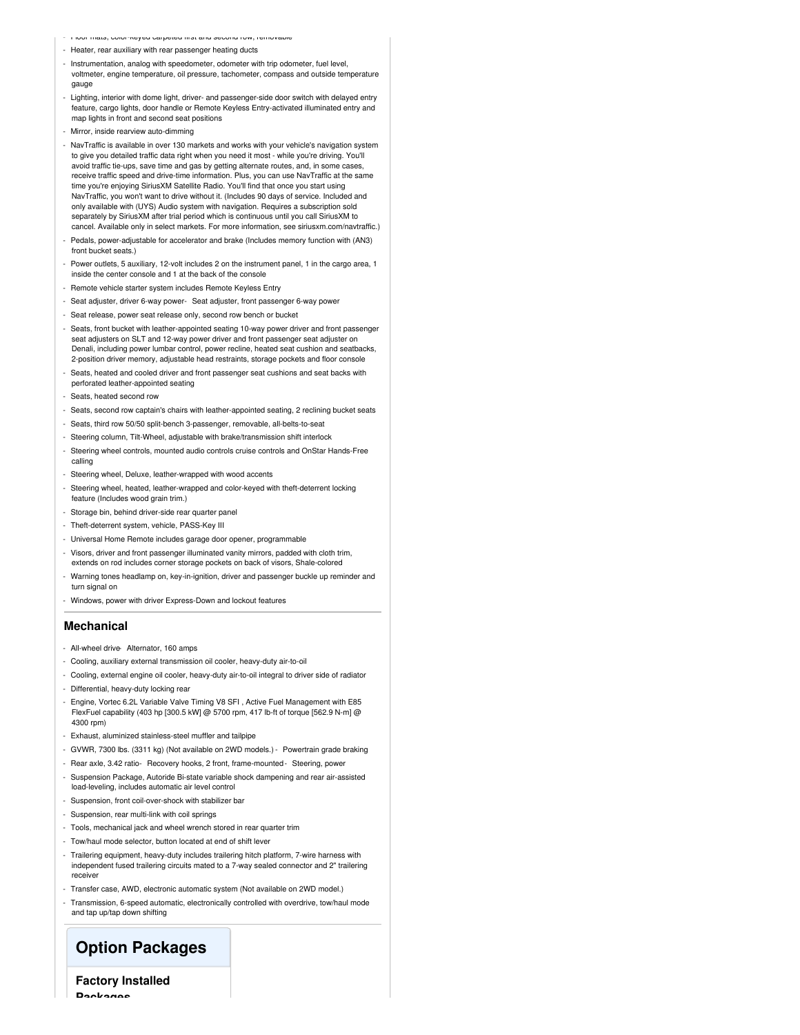- Floor mats, color-keyed carpeted first and second row, removable
- Heater, rear auxiliary with rear passenger heating ducts
- Instrumentation, analog with speedometer, odometer with trip odometer, fuel level, voltmeter, engine temperature, oil pressure, tachometer, compass and outside temperature gauge
- Lighting, interior with dome light, driver- and passenger-side door switch with delayed entry feature, cargo lights, door handle or Remote Keyless Entry-activated illuminated entry and map lights in front and second seat positions
- Mirror, inside rearview auto-dimming
- NavTraffic is available in over 130 markets and works with your vehicle's navigation system to give you detailed traffic data right when you need it most - while you're driving. You'll avoid traffic tie-ups, save time and gas by getting alternate routes, and, in some cases, receive traffic speed and drive-time information. Plus, you can use NavTraffic at the same time you're enjoying SiriusXM Satellite Radio. You'll find that once you start using NavTraffic, you won't want to drive without it. (Includes 90 days of service. Included and only available with (UYS) Audio system with navigation. Requires a subscription sold separately by SiriusXM after trial period which is continuous until you call SiriusXM to cancel. Available only in select markets. For more information, see siriusxm.com/navtraffic.)
- Pedals, power-adjustable for accelerator and brake (Includes memory function with (AN3) front bucket seats.)
- Power outlets, 5 auxiliary, 12-volt includes 2 on the instrument panel, 1 in the cargo area, 1 inside the center console and 1 at the back of the console
- Remote vehicle starter system includes Remote Keyless Entry
- Seat adjuster, driver 6-way power- Seat adjuster, front passenger 6-way power
- Seat release, power seat release only, second row bench or bucket
- Seats, front bucket with leather-appointed seating 10-way power driver and front passenger seat adjusters on SLT and 12-way power driver and front passenger seat adjuster on Denali, including power lumbar control, power recline, heated seat cushion and seatbacks, 2-position driver memory, adjustable head restraints, storage pockets and floor console
- Seats, heated and cooled driver and front passenger seat cushions and seat backs with perforated leather-appointed seating
- Seats, heated second row
- Seats, second row captain's chairs with leather-appointed seating, 2 reclining bucket seats
- Seats, third row 50/50 split-bench 3-passenger, removable, all-belts-to-seat
- Steering column, Tilt-Wheel, adjustable with brake/transmission shift interlock
- Steering wheel controls, mounted audio controls cruise controls and OnStar Hands-Free calling
- Steering wheel, Deluxe, leather-wrapped with wood accents
- Steering wheel, heated, leather-wrapped and color-keyed with theft-deterrent locking feature (Includes wood grain trim.)
- Storage bin, behind driver-side rear quarter panel
- Theft-deterrent system, vehicle, PASS-Key III
- Universal Home Remote includes garage door opener, programmable
- Visors, driver and front passenger illuminated vanity mirrors, padded with cloth trim, extends on rod includes corner storage pockets on back of visors, Shale-colored
- Warning tones headlamp on, key-in-ignition, driver and passenger buckle up reminder and turn signal on
- Windows, power with driver Express-Down and lockout features

### Mechanical

- All-wheel drive- Alternator, 160 amps
- Cooling, auxiliary external transmission oil cooler, heavy-duty air-to-oil
- Cooling, external engine oil cooler, heavy-duty air-to-oil integral to driver side of radiator
- Differential, heavy-duty locking rear
- Engine, Vortec 6.2L Variable Valve Timing V8 SFI , Active Fuel Management with E85 FlexFuel capability (403 hp [300.5 kW] @ 5700 rpm, 417 lb-ft of torque [562.9 N-m] @ 4300 rpm)
- Exhaust, aluminized stainless-steel muffler and tailpipe
- GVWR, 7300 lbs. (3311 kg) (Not available on 2WD models.) - Powertrain grade braking
- Rear axle, 3.42 ratio- Recovery hooks, 2 front, frame-mounted- Steering, power
- Suspension Package, Autoride Bi-state variable shock dampening and rear air-assisted load-leveling, includes automatic air level control
- Suspension, front coil-over-shock with stabilizer bar
- Suspension, rear multi-link with coil springs
- Tools, mechanical jack and wheel wrench stored in rear quarter trim
- Tow/haul mode selector, button located at end of shift lever
- Trailering equipment, heavy-duty includes trailering hitch platform, 7-wire harness with independent fused trailering circuits mated to a 7-way sealed connector and 2" trailering receiver
- Transfer case, AWD, electronic automatic system (Not available on 2WD model.)
- Transmission, 6-speed automatic, electronically controlled with overdrive, tow/haul mode and tap up/tap down shifting

## Option Packages

### Factory Installed Packages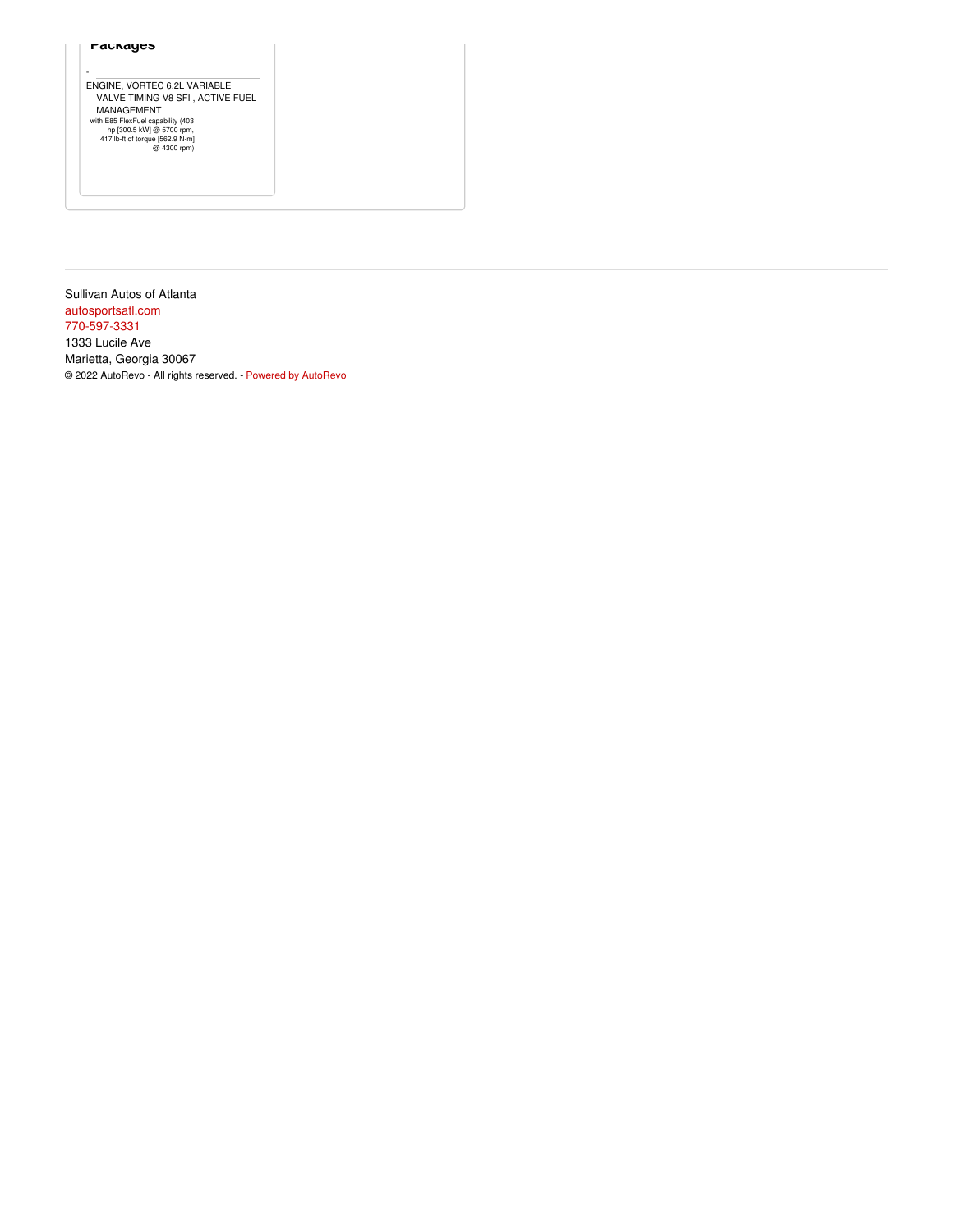### Packages

-

ENGINE, VORTEC 6.2L VARIABLE VALVE TIMING V8 SFI , ACTIVE FUEL MANAGEMENT

with E85 FlexFuel capability (403 hp [300.5 kW] @ 5700 rpm, 417 lb-ft of torque [562.9 N-m] @ 4300 rpm)

---

Sullivan Autos of Atlanta
autosportsatl.com
770-597-3331
1333 Lucile Ave
Marietta, Georgia 30067
© 2022 AutoRevo - All rights reserved. - Powered by AutoRevo